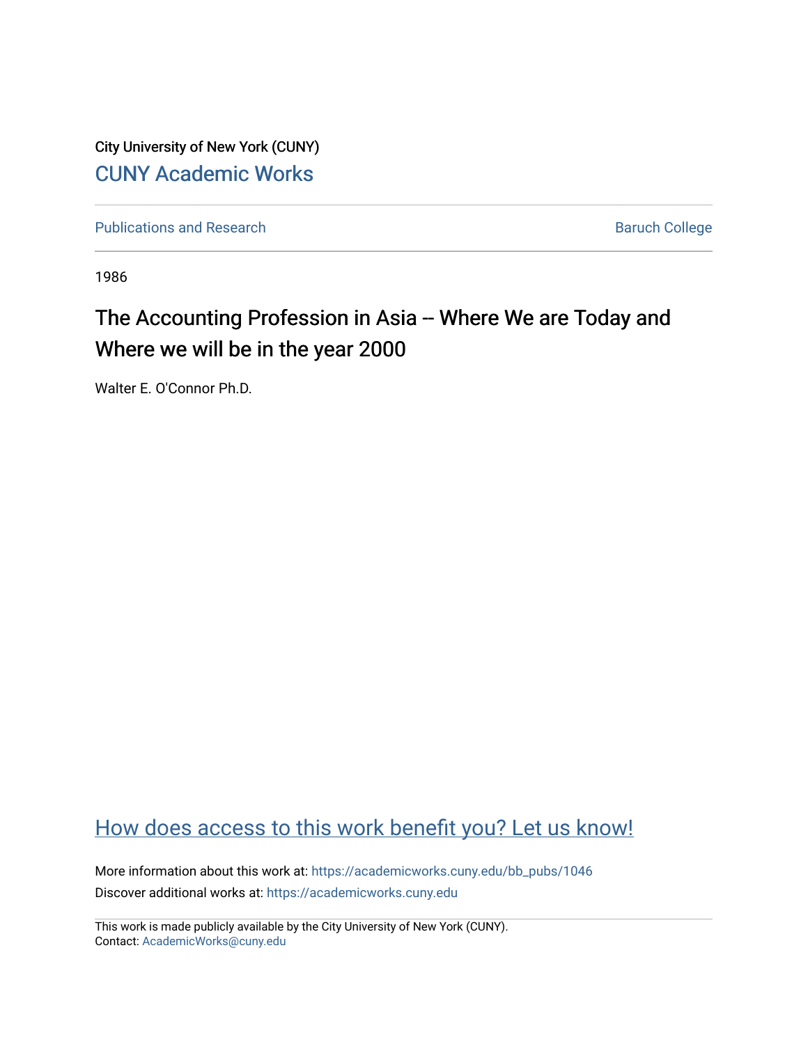City University of New York (CUNY)

CUNY Academic Works

Publications and Research

Baruch College

1986

# The Accounting Profession in Asia -- Where We are Today and Where we will be in the year 2000

Walter E. O'Connor Ph.D.

How does access to this work benefit you? Let us know!

More information about this work at: https://academicworks.cuny.edu/bb_pubs/1046

Discover additional works at: https://academicworks.cuny.edu

This work is made publicly available by the City University of New York (CUNY).
Contact: AcademicWorks@cuny.edu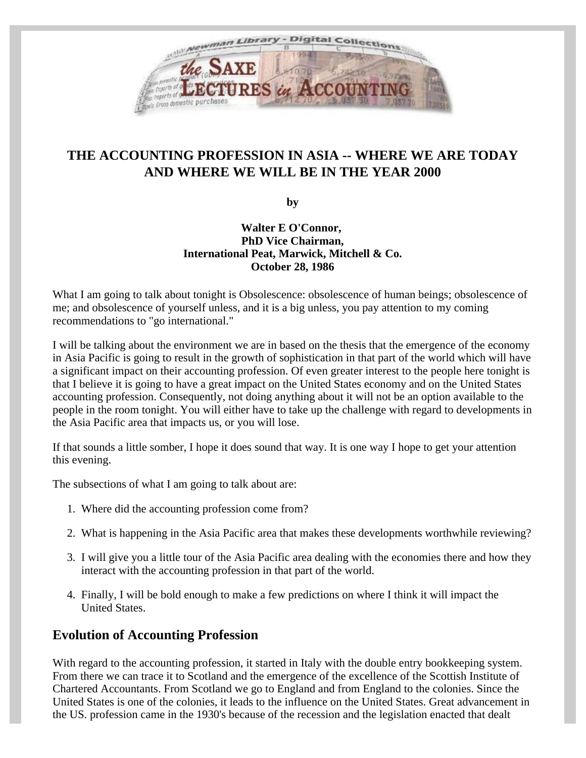# THE ACCOUNTING PROFESSION IN ASIA -- WHERE WE ARE TODAY AND WHERE WE WILL BE IN THE YEAR 2000

**by**

**Walter E O'Connor,**
**PhD Vice Chairman,**
**International Peat, Marwick, Mitchell & Co.**
**October 28, 1986**

What I am going to talk about tonight is Obsolescence: obsolescence of human beings; obsolescence of me; and obsolescence of yourself unless, and it is a big unless, you pay attention to my coming recommendations to "go international."

I will be talking about the environment we are in based on the thesis that the emergence of the economy in Asia Pacific is going to result in the growth of sophistication in that part of the world which will have a significant impact on their accounting profession. Of even greater interest to the people here tonight is that I believe it is going to have a great impact on the United States economy and on the United States accounting profession. Consequently, not doing anything about it will not be an option available to the people in the room tonight. You will either have to take up the challenge with regard to developments in the Asia Pacific area that impacts us, or you will lose.

If that sounds a little somber, I hope it does sound that way. It is one way I hope to get your attention this evening.

The subsections of what I am going to talk about are:

1. Where did the accounting profession come from?
2. What is happening in the Asia Pacific area that makes these developments worthwhile reviewing?
3. I will give you a little tour of the Asia Pacific area dealing with the economies there and how they interact with the accounting profession in that part of the world.
4. Finally, I will be bold enough to make a few predictions on where I think it will impact the United States.

## Evolution of Accounting Profession

With regard to the accounting profession, it started in Italy with the double entry bookkeeping system. From there we can trace it to Scotland and the emergence of the excellence of the Scottish Institute of Chartered Accountants. From Scotland we go to England and from England to the colonies. Since the United States is one of the colonies, it leads to the influence on the United States. Great advancement in the US. profession came in the 1930's because of the recession and the legislation enacted that dealt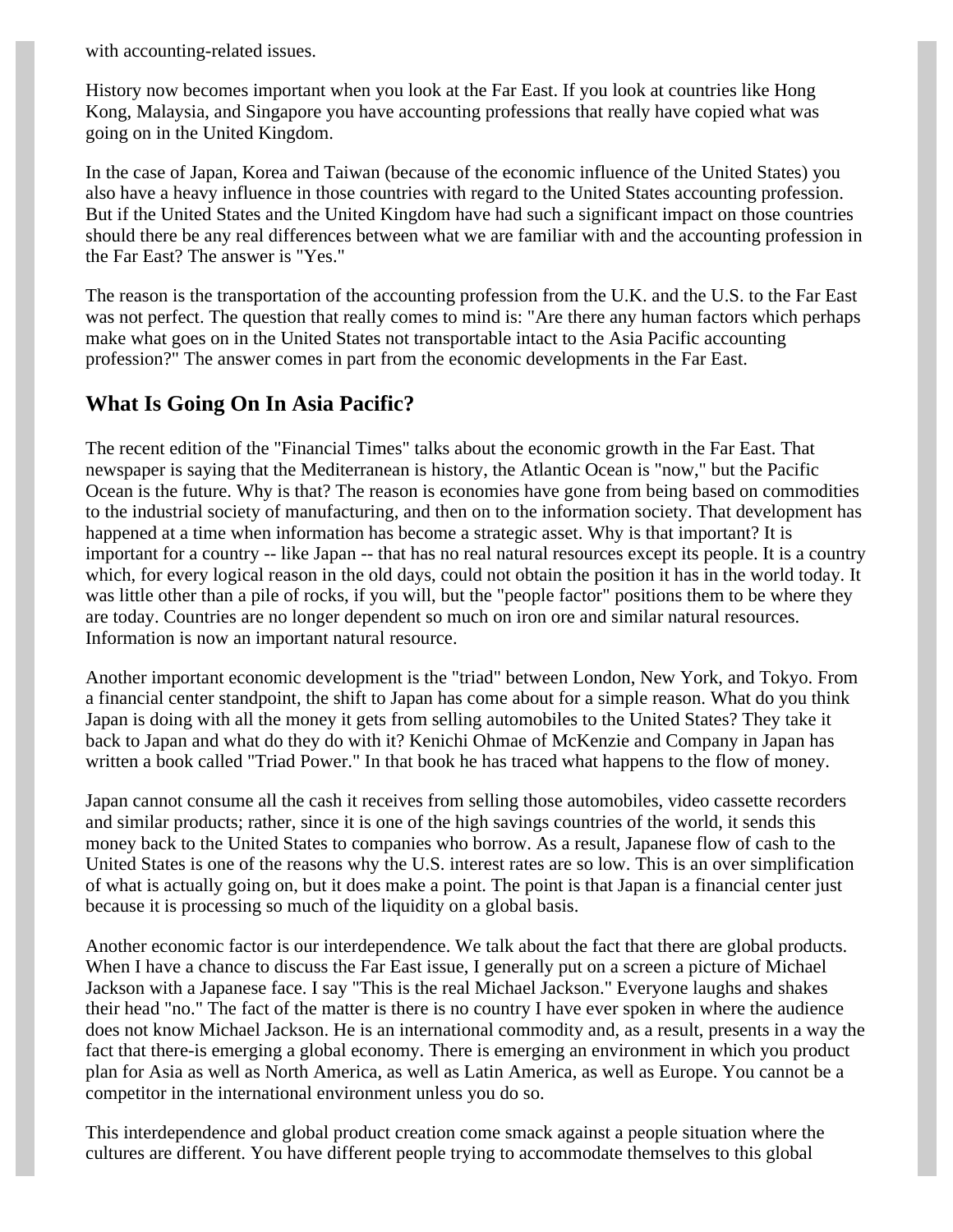with accounting-related issues.

History now becomes important when you look at the Far East. If you look at countries like Hong Kong, Malaysia, and Singapore you have accounting professions that really have copied what was going on in the United Kingdom.

In the case of Japan, Korea and Taiwan (because of the economic influence of the United States) you also have a heavy influence in those countries with regard to the United States accounting profession. But if the United States and the United Kingdom have had such a significant impact on those countries should there be any real differences between what we are familiar with and the accounting profession in the Far East? The answer is "Yes."

The reason is the transportation of the accounting profession from the U.K. and the U.S. to the Far East was not perfect. The question that really comes to mind is: "Are there any human factors which perhaps make what goes on in the United States not transportable intact to the Asia Pacific accounting profession?" The answer comes in part from the economic developments in the Far East.

## What Is Going On In Asia Pacific?

The recent edition of the "Financial Times" talks about the economic growth in the Far East. That newspaper is saying that the Mediterranean is history, the Atlantic Ocean is "now," but the Pacific Ocean is the future. Why is that? The reason is economies have gone from being based on commodities to the industrial society of manufacturing, and then on to the information society. That development has happened at a time when information has become a strategic asset. Why is that important? It is important for a country -- like Japan -- that has no real natural resources except its people. It is a country which, for every logical reason in the old days, could not obtain the position it has in the world today. It was little other than a pile of rocks, if you will, but the "people factor" positions them to be where they are today. Countries are no longer dependent so much on iron ore and similar natural resources. Information is now an important natural resource.

Another important economic development is the "triad" between London, New York, and Tokyo. From a financial center standpoint, the shift to Japan has come about for a simple reason. What do you think Japan is doing with all the money it gets from selling automobiles to the United States? They take it back to Japan and what do they do with it? Kenichi Ohmae of McKenzie and Company in Japan has written a book called "Triad Power." In that book he has traced what happens to the flow of money.

Japan cannot consume all the cash it receives from selling those automobiles, video cassette recorders and similar products; rather, since it is one of the high savings countries of the world, it sends this money back to the United States to companies who borrow. As a result, Japanese flow of cash to the United States is one of the reasons why the U.S. interest rates are so low. This is an over simplification of what is actually going on, but it does make a point. The point is that Japan is a financial center just because it is processing so much of the liquidity on a global basis.

Another economic factor is our interdependence. We talk about the fact that there are global products. When I have a chance to discuss the Far East issue, I generally put on a screen a picture of Michael Jackson with a Japanese face. I say "This is the real Michael Jackson." Everyone laughs and shakes their head "no." The fact of the matter is there is no country I have ever spoken in where the audience does not know Michael Jackson. He is an international commodity and, as a result, presents in a way the fact that there-is emerging a global economy. There is emerging an environment in which you product plan for Asia as well as North America, as well as Latin America, as well as Europe. You cannot be a competitor in the international environment unless you do so.

This interdependence and global product creation come smack against a people situation where the cultures are different. You have different people trying to accommodate themselves to this global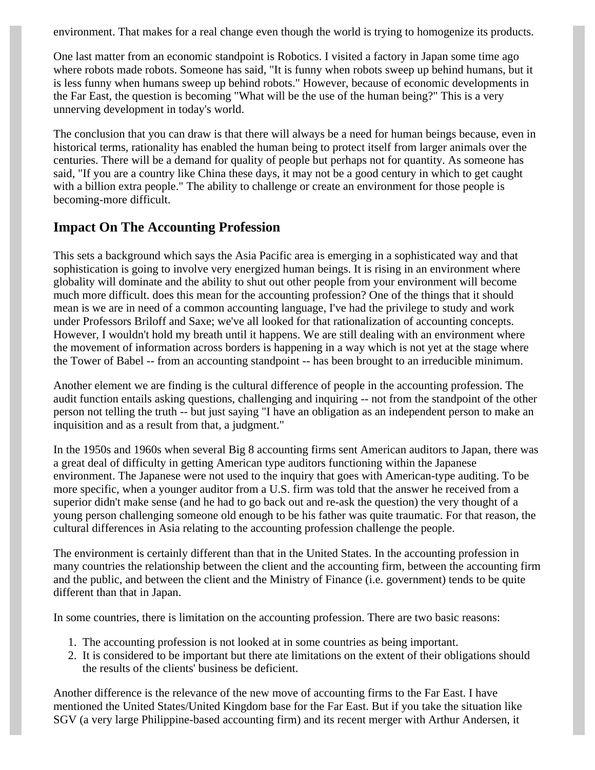environment. That makes for a real change even though the world is trying to homogenize its products.

One last matter from an economic standpoint is Robotics. I visited a factory in Japan some time ago where robots made robots. Someone has said, "It is funny when robots sweep up behind humans, but it is less funny when humans sweep up behind robots." However, because of economic developments in the Far East, the question is becoming "What will be the use of the human being?" This is a very unnerving development in today's world.

The conclusion that you can draw is that there will always be a need for human beings because, even in historical terms, rationality has enabled the human being to protect itself from larger animals over the centuries. There will be a demand for quality of people but perhaps not for quantity. As someone has said, "If you are a country like China these days, it may not be a good century in which to get caught with a billion extra people." The ability to challenge or create an environment for those people is becoming-more difficult.

## Impact On The Accounting Profession

This sets a background which says the Asia Pacific area is emerging in a sophisticated way and that sophistication is going to involve very energized human beings. It is rising in an environment where globality will dominate and the ability to shut out other people from your environment will become much more difficult. does this mean for the accounting profession? One of the things that it should mean is we are in need of a common accounting language, I've had the privilege to study and work under Professors Briloff and Saxe; we've all looked for that rationalization of accounting concepts. However, I wouldn't hold my breath until it happens. We are still dealing with an environment where the movement of information across borders is happening in a way which is not yet at the stage where the Tower of Babel -- from an accounting standpoint -- has been brought to an irreducible minimum.

Another element we are finding is the cultural difference of people in the accounting profession. The audit function entails asking questions, challenging and inquiring -- not from the standpoint of the other person not telling the truth -- but just saying "I have an obligation as an independent person to make an inquisition and as a result from that, a judgment."

In the 1950s and 1960s when several Big 8 accounting firms sent American auditors to Japan, there was a great deal of difficulty in getting American type auditors functioning within the Japanese environment. The Japanese were not used to the inquiry that goes with American-type auditing. To be more specific, when a younger auditor from a U.S. firm was told that the answer he received from a superior didn't make sense (and he had to go back out and re-ask the question) the very thought of a young person challenging someone old enough to be his father was quite traumatic. For that reason, the cultural differences in Asia relating to the accounting profession challenge the people.

The environment is certainly different than that in the United States. In the accounting profession in many countries the relationship between the client and the accounting firm, between the accounting firm and the public, and between the client and the Ministry of Finance (i.e. government) tends to be quite different than that in Japan.

In some countries, there is limitation on the accounting profession. There are two basic reasons:

1. The accounting profession is not looked at in some countries as being important.
2. It is considered to be important but there ate limitations on the extent of their obligations should the results of the clients' business be deficient.

Another difference is the relevance of the new move of accounting firms to the Far East. I have mentioned the United States/United Kingdom base for the Far East. But if you take the situation like SGV (a very large Philippine-based accounting firm) and its recent merger with Arthur Andersen, it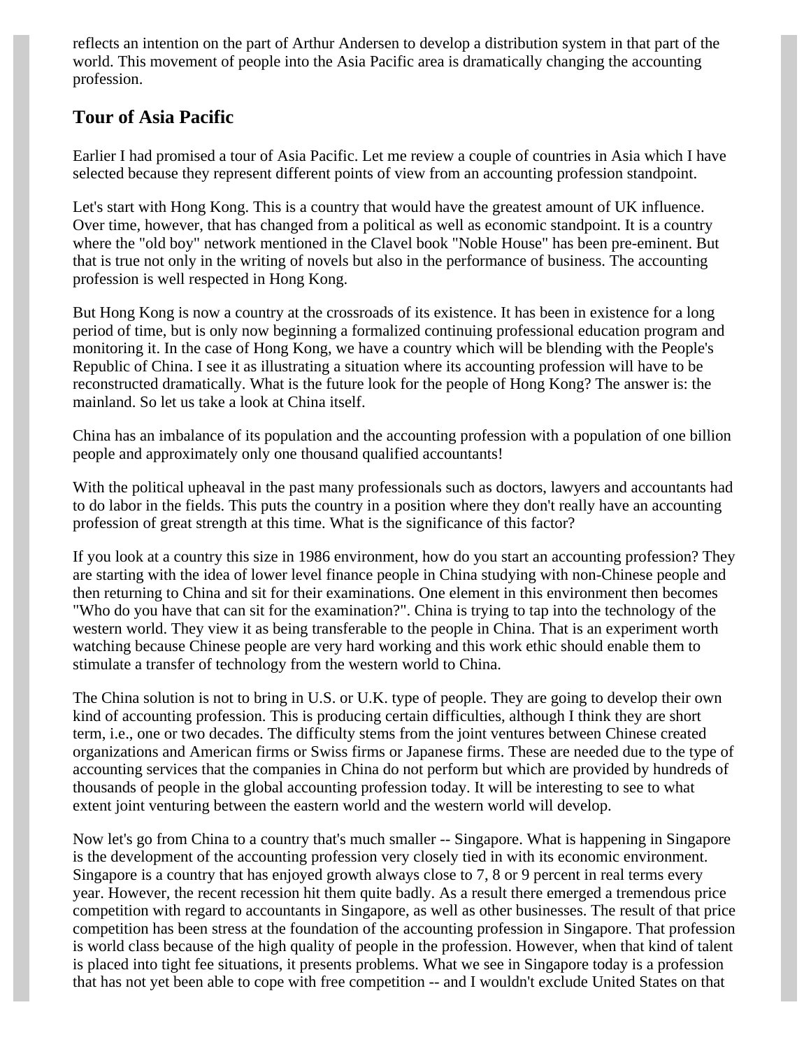reflects an intention on the part of Arthur Andersen to develop a distribution system in that part of the world. This movement of people into the Asia Pacific area is dramatically changing the accounting profession.

## Tour of Asia Pacific

Earlier I had promised a tour of Asia Pacific. Let me review a couple of countries in Asia which I have selected because they represent different points of view from an accounting profession standpoint.

Let's start with Hong Kong. This is a country that would have the greatest amount of UK influence. Over time, however, that has changed from a political as well as economic standpoint. It is a country where the "old boy" network mentioned in the Clavel book "Noble House" has been pre-eminent. But that is true not only in the writing of novels but also in the performance of business. The accounting profession is well respected in Hong Kong.

But Hong Kong is now a country at the crossroads of its existence. It has been in existence for a long period of time, but is only now beginning a formalized continuing professional education program and monitoring it. In the case of Hong Kong, we have a country which will be blending with the People's Republic of China. I see it as illustrating a situation where its accounting profession will have to be reconstructed dramatically. What is the future look for the people of Hong Kong? The answer is: the mainland. So let us take a look at China itself.

China has an imbalance of its population and the accounting profession with a population of one billion people and approximately only one thousand qualified accountants!

With the political upheaval in the past many professionals such as doctors, lawyers and accountants had to do labor in the fields. This puts the country in a position where they don't really have an accounting profession of great strength at this time. What is the significance of this factor?

If you look at a country this size in 1986 environment, how do you start an accounting profession? They are starting with the idea of lower level finance people in China studying with non-Chinese people and then returning to China and sit for their examinations. One element in this environment then becomes "Who do you have that can sit for the examination?". China is trying to tap into the technology of the western world. They view it as being transferable to the people in China. That is an experiment worth watching because Chinese people are very hard working and this work ethic should enable them to stimulate a transfer of technology from the western world to China.

The China solution is not to bring in U.S. or U.K. type of people. They are going to develop their own kind of accounting profession. This is producing certain difficulties, although I think they are short term, i.e., one or two decades. The difficulty stems from the joint ventures between Chinese created organizations and American firms or Swiss firms or Japanese firms. These are needed due to the type of accounting services that the companies in China do not perform but which are provided by hundreds of thousands of people in the global accounting profession today. It will be interesting to see to what extent joint venturing between the eastern world and the western world will develop.

Now let's go from China to a country that's much smaller -- Singapore. What is happening in Singapore is the development of the accounting profession very closely tied in with its economic environment. Singapore is a country that has enjoyed growth always close to 7, 8 or 9 percent in real terms every year. However, the recent recession hit them quite badly. As a result there emerged a tremendous price competition with regard to accountants in Singapore, as well as other businesses. The result of that price competition has been stress at the foundation of the accounting profession in Singapore. That profession is world class because of the high quality of people in the profession. However, when that kind of talent is placed into tight fee situations, it presents problems. What we see in Singapore today is a profession that has not yet been able to cope with free competition -- and I wouldn't exclude United States on that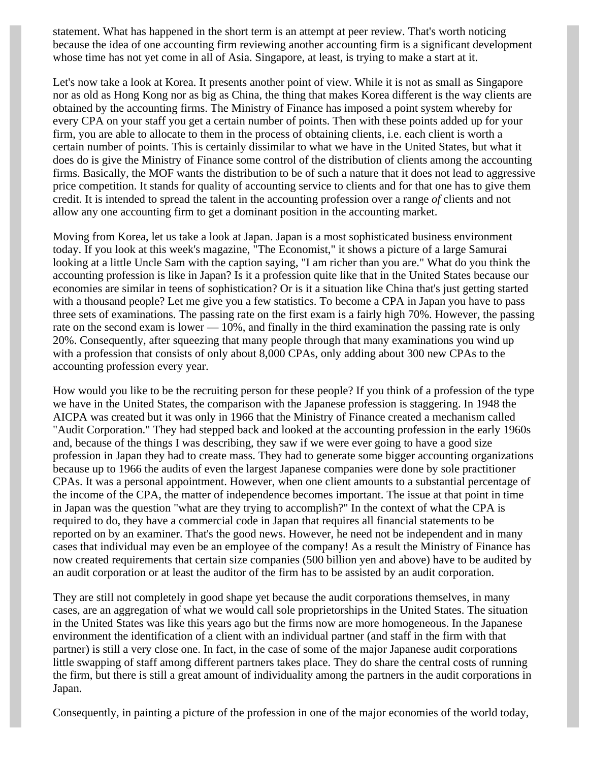statement. What has happened in the short term is an attempt at peer review. That's worth noticing because the idea of one accounting firm reviewing another accounting firm is a significant development whose time has not yet come in all of Asia. Singapore, at least, is trying to make a start at it.

Let's now take a look at Korea. It presents another point of view. While it is not as small as Singapore nor as old as Hong Kong nor as big as China, the thing that makes Korea different is the way clients are obtained by the accounting firms. The Ministry of Finance has imposed a point system whereby for every CPA on your staff you get a certain number of points. Then with these points added up for your firm, you are able to allocate to them in the process of obtaining clients, i.e. each client is worth a certain number of points. This is certainly dissimilar to what we have in the United States, but what it does do is give the Ministry of Finance some control of the distribution of clients among the accounting firms. Basically, the MOF wants the distribution to be of such a nature that it does not lead to aggressive price competition. It stands for quality of accounting service to clients and for that one has to give them credit. It is intended to spread the talent in the accounting profession over a range *of* clients and not allow any one accounting firm to get a dominant position in the accounting market.

Moving from Korea, let us take a look at Japan. Japan is a most sophisticated business environment today. If you look at this week's magazine, "The Economist," it shows a picture of a large Samurai looking at a little Uncle Sam with the caption saying, "I am richer than you are." What do you think the accounting profession is like in Japan? Is it a profession quite like that in the United States because our economies are similar in teens of sophistication? Or is it a situation like China that's just getting started with a thousand people? Let me give you a few statistics. To become a CPA in Japan you have to pass three sets of examinations. The passing rate on the first exam is a fairly high 70%. However, the passing rate on the second exam is lower — 10%, and finally in the third examination the passing rate is only 20%. Consequently, after squeezing that many people through that many examinations you wind up with a profession that consists of only about 8,000 CPAs, only adding about 300 new CPAs to the accounting profession every year.

How would you like to be the recruiting person for these people? If you think of a profession of the type we have in the United States, the comparison with the Japanese profession is staggering. In 1948 the AICPA was created but it was only in 1966 that the Ministry of Finance created a mechanism called "Audit Corporation." They had stepped back and looked at the accounting profession in the early 1960s and, because of the things I was describing, they saw if we were ever going to have a good size profession in Japan they had to create mass. They had to generate some bigger accounting organizations because up to 1966 the audits of even the largest Japanese companies were done by sole practitioner CPAs. It was a personal appointment. However, when one client amounts to a substantial percentage of the income of the CPA, the matter of independence becomes important. The issue at that point in time in Japan was the question "what are they trying to accomplish?" In the context of what the CPA is required to do, they have a commercial code in Japan that requires all financial statements to be reported on by an examiner. That's the good news. However, he need not be independent and in many cases that individual may even be an employee of the company! As a result the Ministry of Finance has now created requirements that certain size companies (500 billion yen and above) have to be audited by an audit corporation or at least the auditor of the firm has to be assisted by an audit corporation.

They are still not completely in good shape yet because the audit corporations themselves, in many cases, are an aggregation of what we would call sole proprietorships in the United States. The situation in the United States was like this years ago but the firms now are more homogeneous. In the Japanese environment the identification of a client with an individual partner (and staff in the firm with that partner) is still a very close one. In fact, in the case of some of the major Japanese audit corporations little swapping of staff among different partners takes place. They do share the central costs of running the firm, but there is still a great amount of individuality among the partners in the audit corporations in Japan.

Consequently, in painting a picture of the profession in one of the major economies of the world today,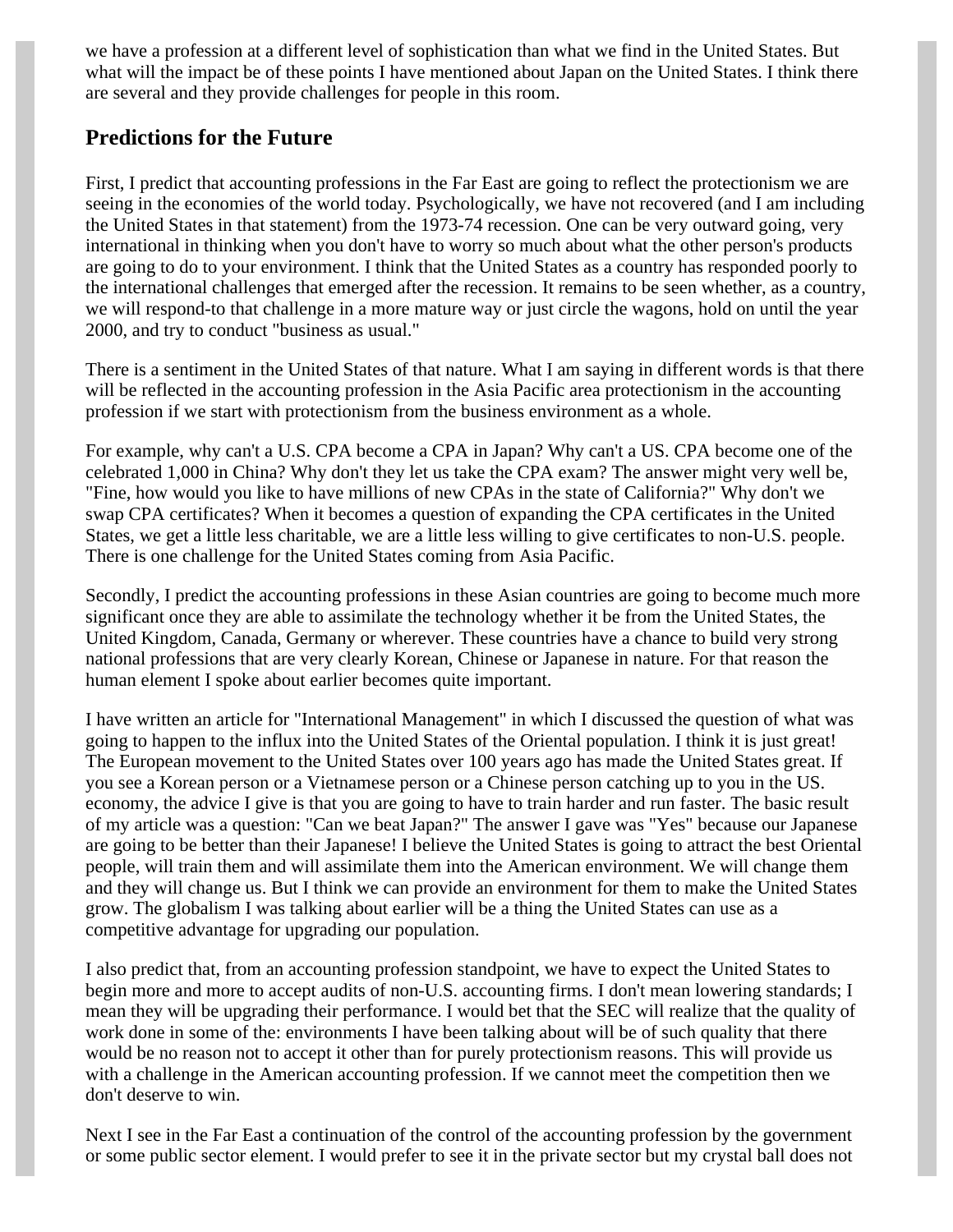we have a profession at a different level of sophistication than what we find in the United States. But what will the impact be of these points I have mentioned about Japan on the United States. I think there are several and they provide challenges for people in this room.

## Predictions for the Future

First, I predict that accounting professions in the Far East are going to reflect the protectionism we are seeing in the economies of the world today. Psychologically, we have not recovered (and I am including the United States in that statement) from the 1973-74 recession. One can be very outward going, very international in thinking when you don't have to worry so much about what the other person's products are going to do to your environment. I think that the United States as a country has responded poorly to the international challenges that emerged after the recession. It remains to be seen whether, as a country, we will respond-to that challenge in a more mature way or just circle the wagons, hold on until the year 2000, and try to conduct "business as usual."

There is a sentiment in the United States of that nature. What I am saying in different words is that there will be reflected in the accounting profession in the Asia Pacific area protectionism in the accounting profession if we start with protectionism from the business environment as a whole.

For example, why can't a U.S. CPA become a CPA in Japan? Why can't a US. CPA become one of the celebrated 1,000 in China? Why don't they let us take the CPA exam? The answer might very well be, "Fine, how would you like to have millions of new CPAs in the state of California?" Why don't we swap CPA certificates? When it becomes a question of expanding the CPA certificates in the United States, we get a little less charitable, we are a little less willing to give certificates to non-U.S. people. There is one challenge for the United States coming from Asia Pacific.

Secondly, I predict the accounting professions in these Asian countries are going to become much more significant once they are able to assimilate the technology whether it be from the United States, the United Kingdom, Canada, Germany or wherever. These countries have a chance to build very strong national professions that are very clearly Korean, Chinese or Japanese in nature. For that reason the human element I spoke about earlier becomes quite important.

I have written an article for "International Management" in which I discussed the question of what was going to happen to the influx into the United States of the Oriental population. I think it is just great! The European movement to the United States over 100 years ago has made the United States great. If you see a Korean person or a Vietnamese person or a Chinese person catching up to you in the US. economy, the advice I give is that you are going to have to train harder and run faster. The basic result of my article was a question: "Can we beat Japan?" The answer I gave was "Yes" because our Japanese are going to be better than their Japanese! I believe the United States is going to attract the best Oriental people, will train them and will assimilate them into the American environment. We will change them and they will change us. But I think we can provide an environment for them to make the United States grow. The globalism I was talking about earlier will be a thing the United States can use as a competitive advantage for upgrading our population.

I also predict that, from an accounting profession standpoint, we have to expect the United States to begin more and more to accept audits of non-U.S. accounting firms. I don't mean lowering standards; I mean they will be upgrading their performance. I would bet that the SEC will realize that the quality of work done in some of the: environments I have been talking about will be of such quality that there would be no reason not to accept it other than for purely protectionism reasons. This will provide us with a challenge in the American accounting profession. If we cannot meet the competition then we don't deserve to win.

Next I see in the Far East a continuation of the control of the accounting profession by the government or some public sector element. I would prefer to see it in the private sector but my crystal ball does not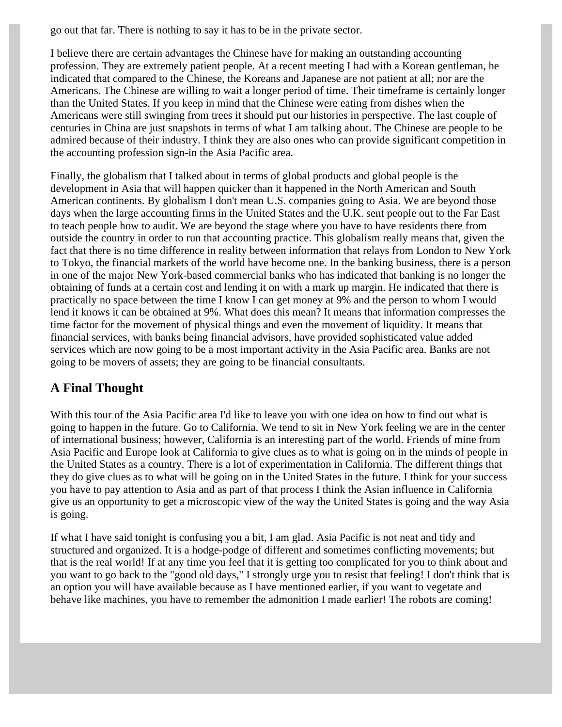go out that far. There is nothing to say it has to be in the private sector.

I believe there are certain advantages the Chinese have for making an outstanding accounting profession. They are extremely patient people. At a recent meeting I had with a Korean gentleman, he indicated that compared to the Chinese, the Koreans and Japanese are not patient at all; nor are the Americans. The Chinese are willing to wait a longer period of time. Their timeframe is certainly longer than the United States. If you keep in mind that the Chinese were eating from dishes when the Americans were still swinging from trees it should put our histories in perspective. The last couple of centuries in China are just snapshots in terms of what I am talking about. The Chinese are people to be admired because of their industry. I think they are also ones who can provide significant competition in the accounting profession sign-in the Asia Pacific area.

Finally, the globalism that I talked about in terms of global products and global people is the development in Asia that will happen quicker than it happened in the North American and South American continents. By globalism I don't mean U.S. companies going to Asia. We are beyond those days when the large accounting firms in the United States and the U.K. sent people out to the Far East to teach people how to audit. We are beyond the stage where you have to have residents there from outside the country in order to run that accounting practice. This globalism really means that, given the fact that there is no time difference in reality between information that relays from London to New York to Tokyo, the financial markets of the world have become one. In the banking business, there is a person in one of the major New York-based commercial banks who has indicated that banking is no longer the obtaining of funds at a certain cost and lending it on with a mark up margin. He indicated that there is practically no space between the time I know I can get money at 9% and the person to whom I would lend it knows it can be obtained at 9%. What does this mean? It means that information compresses the time factor for the movement of physical things and even the movement of liquidity. It means that financial services, with banks being financial advisors, have provided sophisticated value added services which are now going to be a most important activity in the Asia Pacific area. Banks are not going to be movers of assets; they are going to be financial consultants.

## A Final Thought

With this tour of the Asia Pacific area I'd like to leave you with one idea on how to find out what is going to happen in the future. Go to California. We tend to sit in New York feeling we are in the center of international business; however, California is an interesting part of the world. Friends of mine from Asia Pacific and Europe look at California to give clues as to what is going on in the minds of people in the United States as a country. There is a lot of experimentation in California. The different things that they do give clues as to what will be going on in the United States in the future. I think for your success you have to pay attention to Asia and as part of that process I think the Asian influence in California give us an opportunity to get a microscopic view of the way the United States is going and the way Asia is going.

If what I have said tonight is confusing you a bit, I am glad. Asia Pacific is not neat and tidy and structured and organized. It is a hodge-podge of different and sometimes conflicting movements; but that is the real world! If at any time you feel that it is getting too complicated for you to think about and you want to go back to the "good old days," I strongly urge you to resist that feeling! I don't think that is an option you will have available because as I have mentioned earlier, if you want to vegetate and behave like machines, you have to remember the admonition I made earlier! The robots are coming!